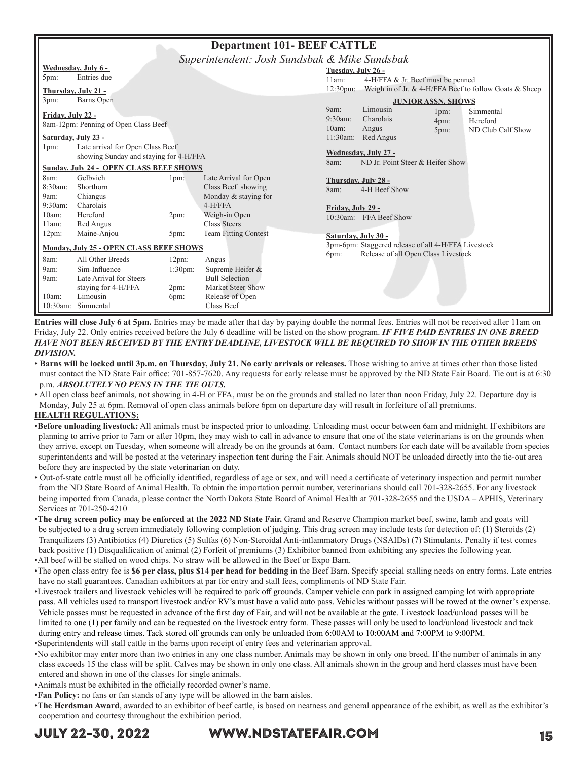# Department 101- BEEF CATTLE

*Superintendent: Josh Sundsbak & Mike Sundsbak*

**Wednesday, July 6 -**
5pm: Entries due

**Thursday, July 21 -**
3pm: Barns Open

**Friday, July 22 -**
8am-12pm: Penning of Open Class Beef

**Saturday, July 23 -**
1pm: Late arrival for Open Class Beef showing Sunday and staying for 4-H/FFA

**Sunday, July 24 - OPEN CLASS BEEF SHOWS**

| | | | |
|---|---|---|---|
| 8am: | Gelbvieh | 1pm: | Late Arrival for Open Class Beef showing Monday & staying for 4-H/FFA |
| 8:30am: | Shorthorn | | |
| 9am: | Chiangus | | |
| 9:30am: | Charolais | | |
| 10am: | Hereford | 2pm: | Weigh-in Open Class Steers |
| 11am: | Red Angus | | |
| 12pm: | Maine-Anjou | 5pm: | Team Fitting Contest |

**Monday, July 25 - OPEN CLASS BEEF SHOWS**

| | | | |
|---|---|---|---|
| 8am: | All Other Breeds | 12pm: | Angus |
| 9am: | Sim-Influence | 1:30pm: | Supreme Heifer & Bull Selection |
| 9am: | Late Arrival for Steers staying for 4-H/FFA | 2pm: | Market Steer Show |
| 10am: | Limousin | 6pm: | Release of Open Class Beef |
| 10:30am: | Simmental | | |

**Tuesday, July 26 -**
11am: 4-H/FFA & Jr. Beef must be penned
12:30pm: Weigh in of Jr. & 4-H/FFA Beef to follow Goats & Sheep

**JUNIOR ASSN. SHOWS**

| | | | |
|---|---|---|---|
| 9am: | Limousin | 1pm: | Simmental |
| 9:30am: | Charolais | 4pm: | Hereford |
| 10am: | Angus | 5pm: | ND Club Calf Show |
| 11:30am: | Red Angus | | |

**Wednesday, July 27 -**
8am: ND Jr. Point Steer & Heifer Show

**Thursday, July 28 -**
8am: 4-H Beef Show

**Friday, July 29 -**
10:30am: FFA Beef Show

**Saturday, July 30 -**
3pm-6pm: Staggered release of all 4-H/FFA Livestock
6pm: Release of all Open Class Livestock

**Entries will close July 6 at 5pm.** Entries may be made after that day by paying double the normal fees. Entries will not be received after 11am on Friday, July 22. Only entries received before the July 6 deadline will be listed on the show program. ***IF FIVE PAID ENTRIES IN ONE BREED HAVE NOT BEEN RECEIVED BY THE ENTRY DEADLINE, LIVESTOCK WILL BE REQUIRED TO SHOW IN THE OTHER BREEDS DIVISION.***

- **Barns will be locked until 3p.m. on Thursday, July 21. No early arrivals or releases.** Those wishing to arrive at times other than those listed must contact the ND State Fair office: 701-857-7620. Any requests for early release must be approved by the ND State Fair Board. Tie out is at 6:30 p.m. ***ABSOLUTELY NO PENS IN THE TIE OUTS.***
- All open class beef animals, not showing in 4-H or FFA, must be on the grounds and stalled no later than noon Friday, July 22. Departure day is Monday, July 25 at 6pm. Removal of open class animals before 6pm on departure day will result in forfeiture of all premiums.

**HEALTH REGULATIONS:**

- **Before unloading livestock:** All animals must be inspected prior to unloading. Unloading must occur between 6am and midnight. If exhibitors are planning to arrive prior to 7am or after 10pm, they may wish to call in advance to ensure that one of the state veterinarians is on the grounds when they arrive, except on Tuesday, when someone will already be on the grounds at 6am. Contact numbers for each date will be available from species superintendents and will be posted at the veterinary inspection tent during the Fair. Animals should NOT be unloaded directly into the tie-out area before they are inspected by the state veterinarian on duty.
- Out-of-state cattle must all be officially identified, regardless of age or sex, and will need a certificate of veterinary inspection and permit number from the ND State Board of Animal Health. To obtain the importation permit number, veterinarians should call 701-328-2655. For any livestock being imported from Canada, please contact the North Dakota State Board of Animal Health at 701-328-2655 and the USDA – APHIS, Veterinary Services at 701-250-4210
- **The drug screen policy may be enforced at the 2022 ND State Fair.** Grand and Reserve Champion market beef, swine, lamb and goats will be subjected to a drug screen immediately following completion of judging. This drug screen may include tests for detection of: (1) Steroids (2) Tranquilizers (3) Antibiotics (4) Diuretics (5) Sulfas (6) Non-Steroidal Anti-inflammatory Drugs (NSAIDs) (7) Stimulants. Penalty if test comes back positive (1) Disqualification of animal (2) Forfeit of premiums (3) Exhibitor banned from exhibiting any species the following year.
- All beef will be stalled on wood chips. No straw will be allowed in the Beef or Expo Barn.
- The open class entry fee is **$6 per class, plus $14 per head for bedding** in the Beef Barn. Specify special stalling needs on entry forms. Late entries have no stall guarantees. Canadian exhibitors at par for entry and stall fees, compliments of ND State Fair.
- Livestock trailers and livestock vehicles will be required to park off grounds. Camper vehicle can park in assigned camping lot with appropriate pass. All vehicles used to transport livestock and/or RV's must have a valid auto pass. Vehicles without passes will be towed at the owner's expense. Vehicle passes must be requested in advance of the first day of Fair, and will not be available at the gate. Livestock load/unload passes will be limited to one (1) per family and can be requested on the livestock entry form. These passes will only be used to load/unload livestock and tack during entry and release times. Tack stored off grounds can only be unloaded from 6:00AM to 10:00AM and 7:00PM to 9:00PM.
- Superintendents will stall cattle in the barns upon receipt of entry fees and veterinarian approval.
- No exhibitor may enter more than two entries in any one class number. Animals may be shown in only one breed. If the number of animals in any class exceeds 15 the class will be split. Calves may be shown in only one class. All animals shown in the group and herd classes must have been entered and shown in one of the classes for single animals.
- Animals must be exhibited in the officially recorded owner's name.
- **Fan Policy:** no fans or fan stands of any type will be allowed in the barn aisles.
- **The Herdsman Award**, awarded to an exhibitor of beef cattle, is based on neatness and general appearance of the exhibit, as well as the exhibitor's cooperation and courtesy throughout the exhibition period.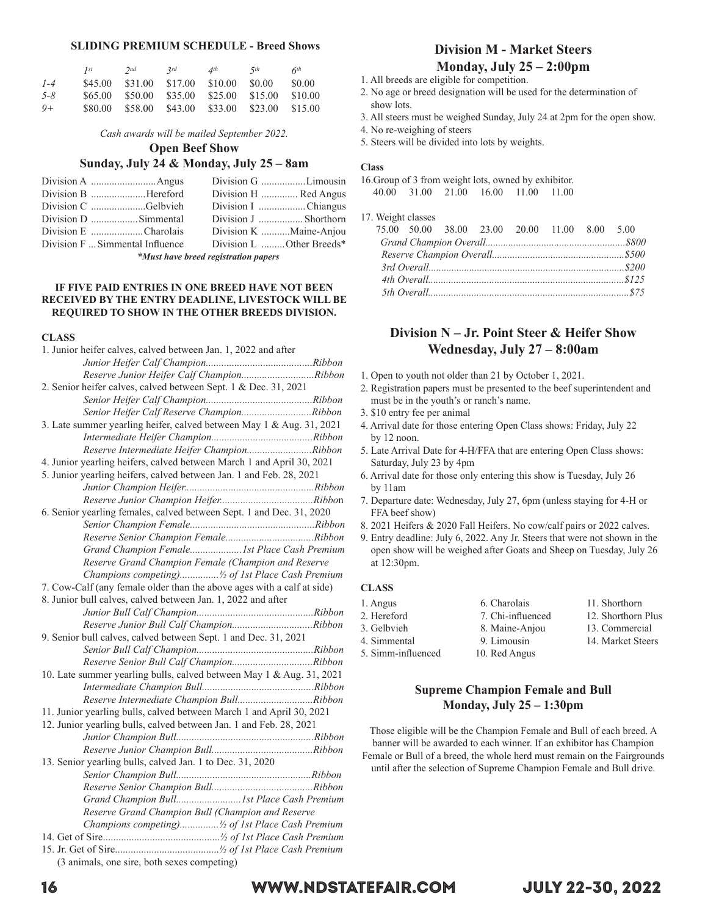### SLIDING PREMIUM SCHEDULE - Breed Shows

| | *1st* | *2nd* | *3rd* | *4th* | *5th* | *6th* |
|---|---|---|---|---|---|---|
| *1-4* | $45.00 | $31.00 | $17.00 | $10.00 | $0.00 | $0.00 |
| *5-8* | $65.00 | $50.00 | $35.00 | $25.00 | $15.00 | $10.00 |
| *9+* | $80.00 | $58.00 | $43.00 | $33.00 | $23.00 | $15.00 |

*Cash awards will be mailed September 2022.*

## Open Beef Show
### Sunday, July 24 & Monday, July 25 – 8am

| | |
|---|---|
| Division A ......................... Angus | Division G ................. Limousin |
| Division B ..................... Hereford | Division H .............. Red Angus |
| Division C .................... Gelbvieh | Division I .................. Chiangus |
| Division D .................. Simmental | Division J ................. Shorthorn |
| Division E .................... Charolais | Division K ........... Maine-Anjou |
| Division F ... Simmental Influence | Division L ......... Other Breeds* |

*\*Must have breed registration papers*

**IF FIVE PAID ENTRIES IN ONE BREED HAVE NOT BEEN RECEIVED BY THE ENTRY DEADLINE, LIVESTOCK WILL BE REQUIRED TO SHOW IN THE OTHER BREEDS DIVISION.**

**CLASS**

1. Junior heifer calves, calved between Jan. 1, 2022 and after
   *Junior Heifer Calf Champion......................................... Ribbon*
   *Reserve Junior Heifer Calf Champion............................ Ribbon*
2. Senior heifer calves, calved between Sept. 1 & Dec. 31, 2021
   *Senior Heifer Calf Champion......................................... Ribbon*
   *Senior Heifer Calf Reserve Champion............................ Ribbon*
3. Late summer yearling heifer, calved between May 1 & Aug. 31, 2021
   *Intermediate Heifer Champion....................................... Ribbon*
   *Reserve Intermediate Heifer Champion.......................... Ribbon*
4. Junior yearling heifers, calved between March 1 and April 30, 2021
5. Junior yearling heifers, calved between Jan. 1 and Feb. 28, 2021
   *Junior Champion Heifer................................................. Ribbon*
   *Reserve Junior Champion Heifer.................................... Ribbon*
6. Senior yearling females, calved between Sept. 1 and Dec. 31, 2020
   *Senior Champion Female................................................ Ribbon*
   *Reserve Senior Champion Female.................................. Ribbon*
   *Grand Champion Female.................... 1st Place Cash Premium*
   *Reserve Grand Champion Female (Champion and Reserve Champions competing)............... ½ of 1st Place Cash Premium*
7. Cow-Calf (any female older than the above ages with a calf at side)
8. Junior bull calves, calved between Jan. 1, 2022 and after
   *Junior Bull Calf Champion............................................. Ribbon*
   *Reserve Junior Bull Calf Champion............................... Ribbon*
9. Senior bull calves, calved between Sept. 1 and Dec. 31, 2021
   *Senior Bull Calf Champion............................................ Ribbon*
   *Reserve Senior Bull Calf Champion............................... Ribbon*
10. Late summer yearling bulls, calved between May 1 & Aug. 31, 2021
    *Intermediate Champion Bull........................................... Ribbon*
    *Reserve Intermediate Champion Bull............................. Ribbon*
11. Junior yearling bulls, calved between March 1 and April 30, 2021
12. Junior yearling bulls, calved between Jan. 1 and Feb. 28, 2021
    *Junior Champion Bull..................................................... Ribbon*
    *Reserve Junior Champion Bull........................................ Ribbon*
13. Senior yearling bulls, calved Jan. 1 to Dec. 31, 2020
    *Senior Champion Bull..................................................... Ribbon*
    *Reserve Senior Champion Bull....................................... Ribbon*
    *Grand Champion Bull......................... 1st Place Cash Premium*
    *Reserve Grand Champion Bull (Champion and Reserve Champions competing)............... ½ of 1st Place Cash Premium*
14. Get of Sire............................................ *½ of 1st Place Cash Premium*
15. Jr. Get of Sire....................................... *½ of 1st Place Cash Premium*
    (3 animals, one sire, both sexes competing)

## Division M - Market Steers
### Monday, July 25 – 2:00pm

1. All breeds are eligible for competition.
2. No age or breed designation will be used for the determination of show lots.
3. All steers must be weighed Sunday, July 24 at 2pm for the open show.
4. No re-weighing of steers
5. Steers will be divided into lots by weights.

**Class**

16. Group of 3 from weight lots, owned by exhibitor.
    40.00 31.00 21.00 16.00 11.00 11.00

17. Weight classes
    75.00 50.00 38.00 23.00 20.00 11.00 8.00 5.00
    *Grand Champion Overall....................................................... $800*
    *Reserve Champion Overall.................................................... $500*
    *3rd Overall............................................................................. $200*
    *4th Overall............................................................................. $125*
    *5th Overall............................................................................... $75*

## Division N – Jr. Point Steer & Heifer Show
### Wednesday, July 27 – 8:00am

1. Open to youth not older than 21 by October 1, 2021.
2. Registration papers must be presented to the beef superintendent and must be in the youth's or ranch's name.
3. $10 entry fee per animal
4. Arrival date for those entering Open Class shows: Friday, July 22 by 12 noon.
5. Late Arrival Date for 4-H/FFA that are entering Open Class shows: Saturday, July 23 by 4pm
6. Arrival date for those only entering this show is Tuesday, July 26 by 11am
7. Departure date: Wednesday, July 27, 6pm (unless staying for 4-H or FFA beef show)
8. 2021 Heifers & 2020 Fall Heifers. No cow/calf pairs or 2022 calves.
9. Entry deadline: July 6, 2022. Any Jr. Steers that were not shown in the open show will be weighed after Goats and Sheep on Tuesday, July 26 at 12:30pm.

**CLASS**

1. Angus
2. Hereford
3. Gelbvieh
4. Simmental
5. Simm-influenced
6. Charolais
7. Chi-influenced
8. Maine-Anjou
9. Limousin
10. Red Angus
11. Shorthorn
12. Shorthorn Plus
13. Commercial
14. Market Steers

### Supreme Champion Female and Bull
### Monday, July 25 – 1:30pm

Those eligible will be the Champion Female and Bull of each breed. A banner will be awarded to each winner. If an exhibitor has Champion Female or Bull of a breed, the whole herd must remain on the Fairgrounds until after the selection of Supreme Champion Female and Bull drive.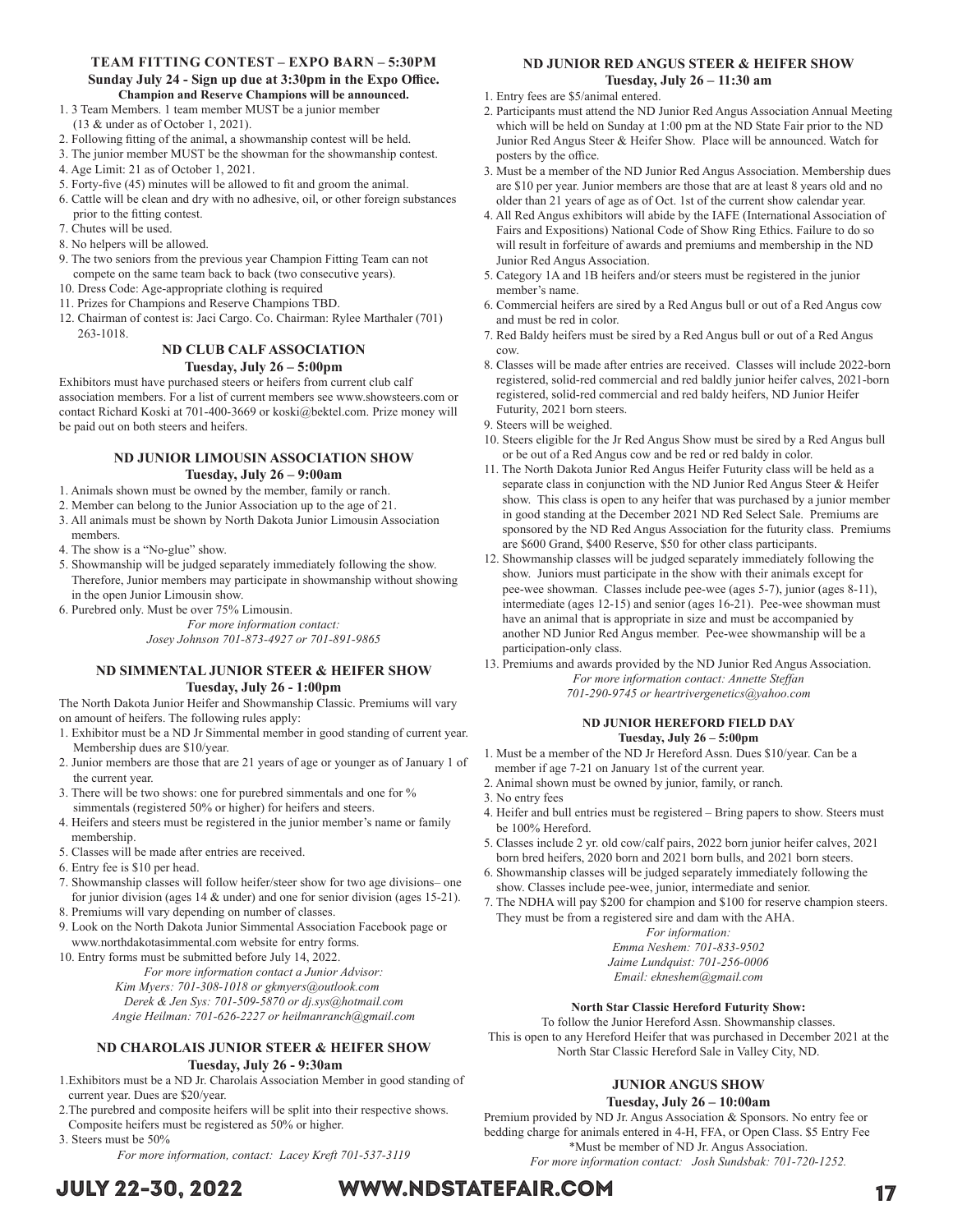## TEAM FITTING CONTEST – EXPO BARN – 5:30PM

**Sunday July 24 - Sign up due at 3:30pm in the Expo Office.**
**Champion and Reserve Champions will be announced.**

1. 3 Team Members. 1 team member MUST be a junior member (13 & under as of October 1, 2021).
2. Following fitting of the animal, a showmanship contest will be held.
3. The junior member MUST be the showman for the showmanship contest.
4. Age Limit: 21 as of October 1, 2021.
5. Forty-five (45) minutes will be allowed to fit and groom the animal.
6. Cattle will be clean and dry with no adhesive, oil, or other foreign substances prior to the fitting contest.
7. Chutes will be used.
8. No helpers will be allowed.
9. The two seniors from the previous year Champion Fitting Team can not compete on the same team back to back (two consecutive years).
10. Dress Code: Age-appropriate clothing is required
11. Prizes for Champions and Reserve Champions TBD.
12. Chairman of contest is: Jaci Cargo. Co. Chairman: Rylee Marthaler (701) 263-1018.

## ND CLUB CALF ASSOCIATION

**Tuesday, July 26 – 5:00pm**

Exhibitors must have purchased steers or heifers from current club calf association members. For a list of current members see www.showsteers.com or contact Richard Koski at 701-400-3669 or koski@bektel.com. Prize money will be paid out on both steers and heifers.

## ND JUNIOR LIMOUSIN ASSOCIATION SHOW

**Tuesday, July 26 – 9:00am**

1. Animals shown must be owned by the member, family or ranch.
2. Member can belong to the Junior Association up to the age of 21.
3. All animals must be shown by North Dakota Junior Limousin Association members.
4. The show is a "No-glue" show.
5. Showmanship will be judged separately immediately following the show. Therefore, Junior members may participate in showmanship without showing in the open Junior Limousin show.
6. Purebred only. Must be over 75% Limousin.

*For more information contact:*
*Josey Johnson 701-873-4927 or 701-891-9865*

## ND SIMMENTAL JUNIOR STEER & HEIFER SHOW

**Tuesday, July 26 - 1:00pm**

The North Dakota Junior Heifer and Showmanship Classic. Premiums will vary on amount of heifers. The following rules apply:

1. Exhibitor must be a ND Jr Simmental member in good standing of current year. Membership dues are $10/year.
2. Junior members are those that are 21 years of age or younger as of January 1 of the current year.
3. There will be two shows: one for purebred simmentals and one for % simmentals (registered 50% or higher) for heifers and steers.
4. Heifers and steers must be registered in the junior member's name or family membership.
5. Classes will be made after entries are received.
6. Entry fee is $10 per head.
7. Showmanship classes will follow heifer/steer show for two age divisions– one for junior division (ages 14 & under) and one for senior division (ages 15-21).
8. Premiums will vary depending on number of classes.
9. Look on the North Dakota Junior Simmental Association Facebook page or www.northdakotasimmental.com website for entry forms.
10. Entry forms must be submitted before July 14, 2022.

*For more information contact a Junior Advisor:*
*Kim Myers: 701-308-1018 or gkmyers@outlook.com*
*Derek & Jen Sys: 701-509-5870 or dj.sys@hotmail.com*
*Angie Heilman: 701-626-2227 or heilmanranch@gmail.com*

## ND CHAROLAIS JUNIOR STEER & HEIFER SHOW

**Tuesday, July 26 - 9:30am**

1. Exhibitors must be a ND Jr. Charolais Association Member in good standing of current year. Dues are $20/year.
2. The purebred and composite heifers will be split into their respective shows. Composite heifers must be registered as 50% or higher.
3. Steers must be 50%

*For more information, contact: Lacey Kreft 701-537-3119*

## ND JUNIOR RED ANGUS STEER & HEIFER SHOW

**Tuesday, July 26 – 11:30 am**

1. Entry fees are $5/animal entered.
2. Participants must attend the ND Junior Red Angus Association Annual Meeting which will be held on Sunday at 1:00 pm at the ND State Fair prior to the ND Junior Red Angus Steer & Heifer Show. Place will be announced. Watch for posters by the office.
3. Must be a member of the ND Junior Red Angus Association. Membership dues are $10 per year. Junior members are those that are at least 8 years old and no older than 21 years of age as of Oct. 1st of the current show calendar year.
4. All Red Angus exhibitors will abide by the IAFE (International Association of Fairs and Expositions) National Code of Show Ring Ethics. Failure to do so will result in forfeiture of awards and premiums and membership in the ND Junior Red Angus Association.
5. Category 1A and 1B heifers and/or steers must be registered in the junior member's name.
6. Commercial heifers are sired by a Red Angus bull or out of a Red Angus cow and must be red in color.
7. Red Baldy heifers must be sired by a Red Angus bull or out of a Red Angus cow.
8. Classes will be made after entries are received. Classes will include 2022-born registered, solid-red commercial and red baldly junior heifer calves, 2021-born registered, solid-red commercial and red baldy heifers, ND Junior Heifer Futurity, 2021 born steers.
9. Steers will be weighed.
10. Steers eligible for the Jr Red Angus Show must be sired by a Red Angus bull or be out of a Red Angus cow and be red or red baldy in color.
11. The North Dakota Junior Red Angus Heifer Futurity class will be held as a separate class in conjunction with the ND Junior Red Angus Steer & Heifer show. This class is open to any heifer that was purchased by a junior member in good standing at the December 2021 ND Red Select Sale. Premiums are sponsored by the ND Red Angus Association for the futurity class. Premiums are $600 Grand, $400 Reserve, $50 for other class participants.
12. Showmanship classes will be judged separately immediately following the show. Juniors must participate in the show with their animals except for pee-wee showman. Classes include pee-wee (ages 5-7), junior (ages 8-11), intermediate (ages 12-15) and senior (ages 16-21). Pee-wee showman must have an animal that is appropriate in size and must be accompanied by another ND Junior Red Angus member. Pee-wee showmanship will be a participation-only class.
13. Premiums and awards provided by the ND Junior Red Angus Association.

*For more information contact: Annette Steffan*
*701-290-9745 or heartrivergenetics@yahoo.com*

## ND JUNIOR HEREFORD FIELD DAY

**Tuesday, July 26 – 5:00pm**

1. Must be a member of the ND Jr Hereford Assn. Dues $10/year. Can be a member if age 7-21 on January 1st of the current year.
2. Animal shown must be owned by junior, family, or ranch.
3. No entry fees
4. Heifer and bull entries must be registered – Bring papers to show. Steers must be 100% Hereford.
5. Classes include 2 yr. old cow/calf pairs, 2022 born junior heifer calves, 2021 born bred heifers, 2020 born and 2021 born bulls, and 2021 born steers.
6. Showmanship classes will be judged separately immediately following the show. Classes include pee-wee, junior, intermediate and senior.
7. The NDHA will pay $200 for champion and $100 for reserve champion steers. They must be from a registered sire and dam with the AHA.

*For information:*
*Emma Neshem: 701-833-9502*
*Jaime Lundquist: 701-256-0006*
*Email: ekneshem@gmail.com*

**North Star Classic Hereford Futurity Show:**

To follow the Junior Hereford Assn. Showmanship classes. This is open to any Hereford Heifer that was purchased in December 2021 at the North Star Classic Hereford Sale in Valley City, ND.

## JUNIOR ANGUS SHOW

**Tuesday, July 26 – 10:00am**

Premium provided by ND Jr. Angus Association & Sponsors. No entry fee or bedding charge for animals entered in 4-H, FFA, or Open Class. $5 Entry Fee

*Must be member of ND Jr. Angus Association.

*For more information contact: Josh Sundsbak: 701-720-1252.*